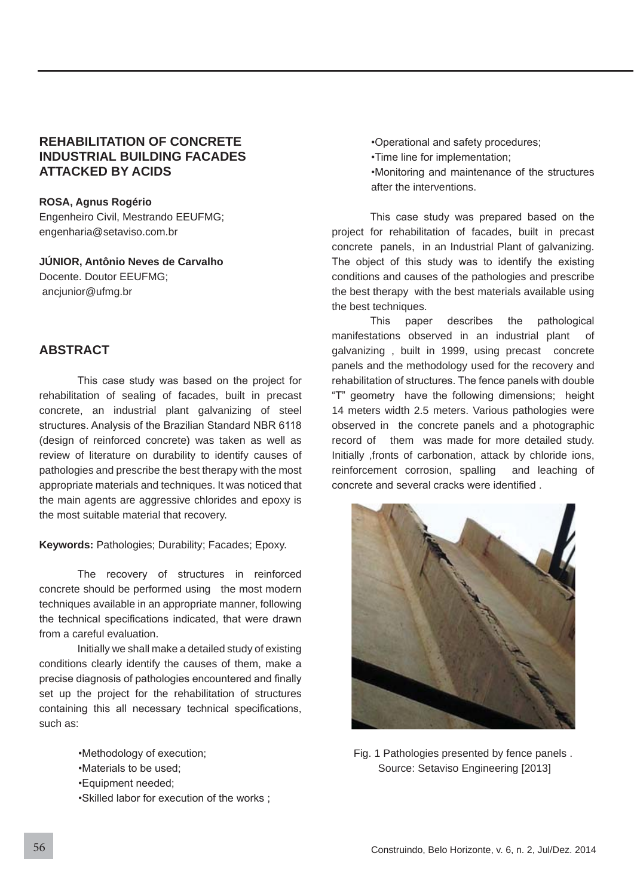# REHABILITATION OF CONCRETE INDUSTRIAL BUILDING FACADES ATTACKED BY ACIDS

**ROSA, Agnus Rogério**
Engenheiro Civil, Mestrando EEUFMG;
engenharia@setaviso.com.br

**JÚNIOR, Antônio Neves de Carvalho**
Docente. Doutor EEUFMG;
ancjunior@ufmg.br

## ABSTRACT

This case study was based on the project for rehabilitation of sealing of facades, built in precast concrete, an industrial plant galvanizing of steel structures. Analysis of the Brazilian Standard NBR 6118 (design of reinforced concrete) was taken as well as review of literature on durability to identify causes of pathologies and prescribe the best therapy with the most appropriate materials and techniques. It was noticed that the main agents are aggressive chlorides and epoxy is the most suitable material that recovery.

**Keywords:** Pathologies; Durability; Facades; Epoxy.

The recovery of structures in reinforced concrete should be performed using the most modern techniques available in an appropriate manner, following the technical specifications indicated, that were drawn from a careful evaluation.

Initially we shall make a detailed study of existing conditions clearly identify the causes of them, make a precise diagnosis of pathologies encountered and finally set up the project for the rehabilitation of structures containing this all necessary technical specifications, such as:

- Methodology of execution;
- Materials to be used;
- Equipment needed;
- Skilled labor for execution of the works ;
- Operational and safety procedures;
- Time line for implementation;
- Monitoring and maintenance of the structures after the interventions.

This case study was prepared based on the project for rehabilitation of facades, built in precast concrete panels, in an Industrial Plant of galvanizing. The object of this study was to identify the existing conditions and causes of the pathologies and prescribe the best therapy with the best materials available using the best techniques.

This paper describes the pathological manifestations observed in an industrial plant of galvanizing , built in 1999, using precast concrete panels and the methodology used for the recovery and rehabilitation of structures. The fence panels with double "T" geometry have the following dimensions; height 14 meters width 2.5 meters. Various pathologies were observed in the concrete panels and a photographic record of them was made for more detailed study. Initially ,fronts of carbonation, attack by chloride ions, reinforcement corrosion, spalling and leaching of concrete and several cracks were identified .

Fig. 1 Pathologies presented by fence panels .
Source: Setaviso Engineering [2013]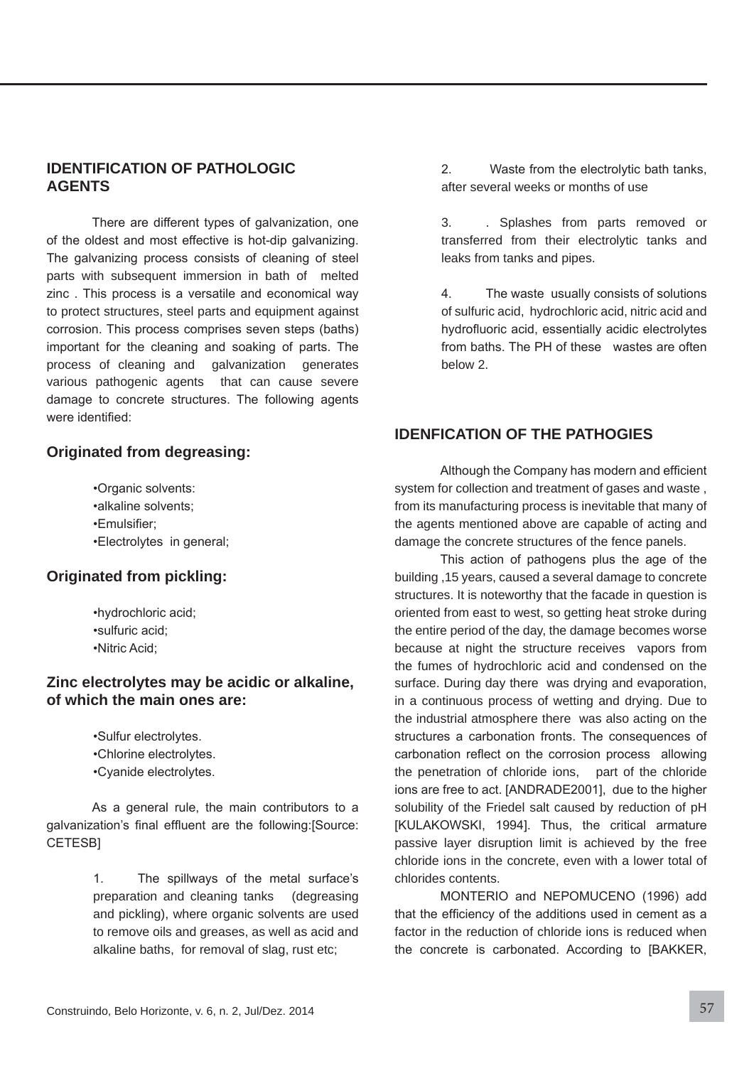## IDENTIFICATION OF PATHOLOGIC AGENTS

There are different types of galvanization, one of the oldest and most effective is hot-dip galvanizing. The galvanizing process consists of cleaning of steel parts with subsequent immersion in bath of melted zinc . This process is a versatile and economical way to protect structures, steel parts and equipment against corrosion. This process comprises seven steps (baths) important for the cleaning and soaking of parts. The process of cleaning and galvanization generates various pathogenic agents that can cause severe damage to concrete structures. The following agents were identified:

### Originated from degreasing:

- •Organic solvents:
- •alkaline solvents;
- •Emulsifier;
- •Electrolytes in general;

### Originated from pickling:

- •hydrochloric acid;
- •sulfuric acid;
- •Nitric Acid;

### Zinc electrolytes may be acidic or alkaline, of which the main ones are:

- •Sulfur electrolytes.
- •Chlorine electrolytes.
- •Cyanide electrolytes.

As a general rule, the main contributors to a galvanization's final effluent are the following:[Source: CETESB]

1. The spillways of the metal surface's preparation and cleaning tanks (degreasing and pickling), where organic solvents are used to remove oils and greases, as well as acid and alkaline baths, for removal of slag, rust etc;

2. Waste from the electrolytic bath tanks, after several weeks or months of use

3. . Splashes from parts removed or transferred from their electrolytic tanks and leaks from tanks and pipes.

4. The waste usually consists of solutions of sulfuric acid, hydrochloric acid, nitric acid and hydrofluoric acid, essentially acidic electrolytes from baths. The PH of these wastes are often below 2.

## IDENFICATION OF THE PATHOGIES

Although the Company has modern and efficient system for collection and treatment of gases and waste , from its manufacturing process is inevitable that many of the agents mentioned above are capable of acting and damage the concrete structures of the fence panels.

This action of pathogens plus the age of the building ,15 years, caused a several damage to concrete structures. It is noteworthy that the facade in question is oriented from east to west, so getting heat stroke during the entire period of the day, the damage becomes worse because at night the structure receives vapors from the fumes of hydrochloric acid and condensed on the surface. During day there was drying and evaporation, in a continuous process of wetting and drying. Due to the industrial atmosphere there was also acting on the structures a carbonation fronts. The consequences of carbonation reflect on the corrosion process allowing the penetration of chloride ions, part of the chloride ions are free to act. [ANDRADE2001], due to the higher solubility of the Friedel salt caused by reduction of pH [KULAKOWSKI, 1994]. Thus, the critical armature passive layer disruption limit is achieved by the free chloride ions in the concrete, even with a lower total of chlorides contents.

MONTERIO and NEPOMUCENO (1996) add that the efficiency of the additions used in cement as a factor in the reduction of chloride ions is reduced when the concrete is carbonated. According to [BAKKER,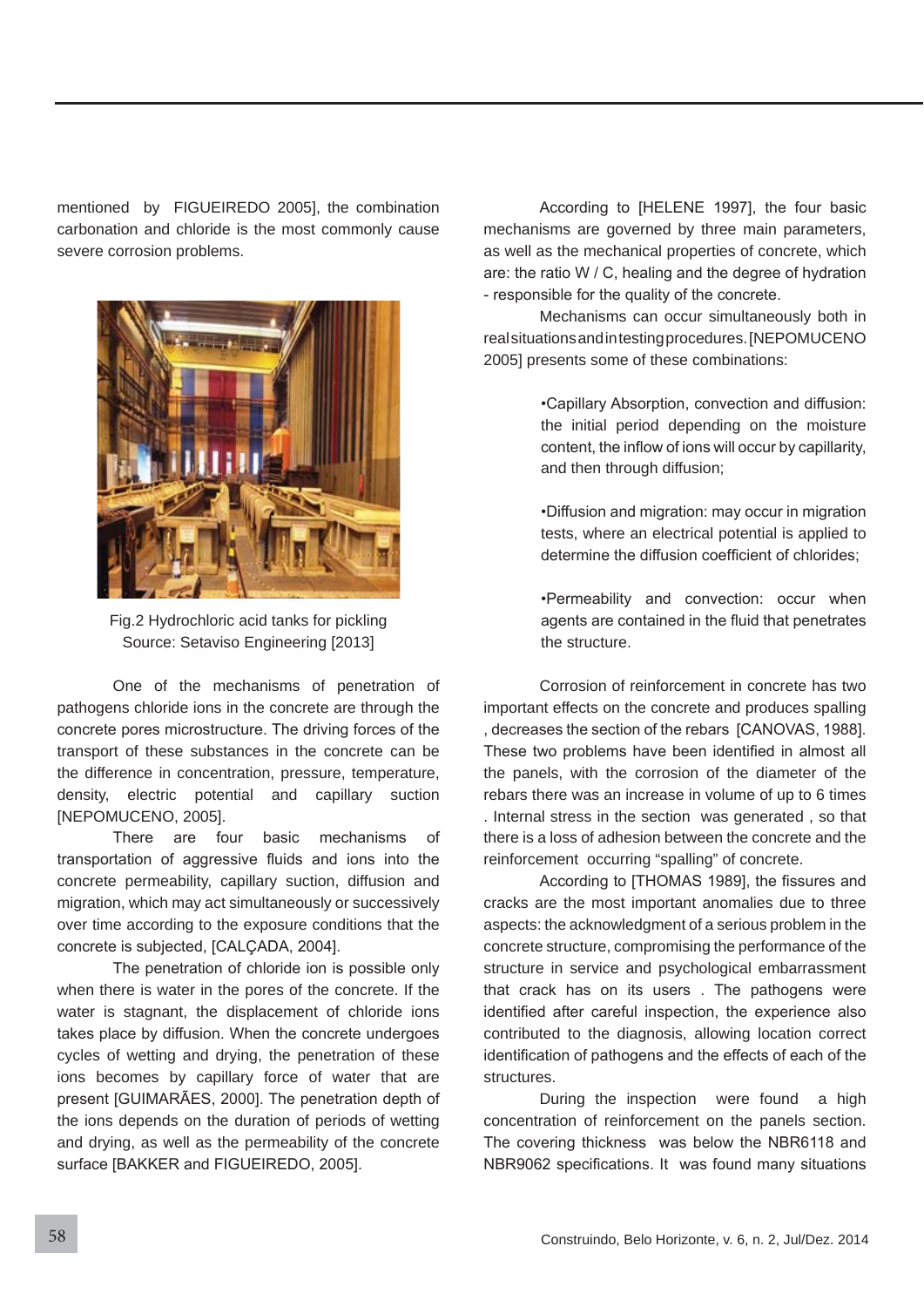mentioned by FIGUEIREDO 2005], the combination carbonation and chloride is the most commonly cause severe corrosion problems.

Fig.2 Hydrochloric acid tanks for pickling
Source: Setaviso Engineering [2013]

One of the mechanisms of penetration of pathogens chloride ions in the concrete are through the concrete pores microstructure. The driving forces of the transport of these substances in the concrete can be the difference in concentration, pressure, temperature, density, electric potential and capillary suction [NEPOMUCENO, 2005].

There are four basic mechanisms of transportation of aggressive fluids and ions into the concrete permeability, capillary suction, diffusion and migration, which may act simultaneously or successively over time according to the exposure conditions that the concrete is subjected, [CALÇADA, 2004].

The penetration of chloride ion is possible only when there is water in the pores of the concrete. If the water is stagnant, the displacement of chloride ions takes place by diffusion. When the concrete undergoes cycles of wetting and drying, the penetration of these ions becomes by capillary force of water that are present [GUIMARÃES, 2000]. The penetration depth of the ions depends on the duration of periods of wetting and drying, as well as the permeability of the concrete surface [BAKKER and FIGUEIREDO, 2005].

According to [HELENE 1997], the four basic mechanisms are governed by three main parameters, as well as the mechanical properties of concrete, which are: the ratio W / C, healing and the degree of hydration - responsible for the quality of the concrete.

Mechanisms can occur simultaneously both in real situations and in testing procedures. [NEPOMUCENO 2005] presents some of these combinations:

- Capillary Absorption, convection and diffusion: the initial period depending on the moisture content, the inflow of ions will occur by capillarity, and then through diffusion;

- Diffusion and migration: may occur in migration tests, where an electrical potential is applied to determine the diffusion coefficient of chlorides;

- Permeability and convection: occur when agents are contained in the fluid that penetrates the structure.

Corrosion of reinforcement in concrete has two important effects on the concrete and produces spalling , decreases the section of the rebars [CANOVAS, 1988]. These two problems have been identified in almost all the panels, with the corrosion of the diameter of the rebars there was an increase in volume of up to 6 times . Internal stress in the section was generated , so that there is a loss of adhesion between the concrete and the reinforcement occurring "spalling" of concrete.

According to [THOMAS 1989], the fissures and cracks are the most important anomalies due to three aspects: the acknowledgment of a serious problem in the concrete structure, compromising the performance of the structure in service and psychological embarrassment that crack has on its users . The pathogens were identified after careful inspection, the experience also contributed to the diagnosis, allowing location correct identification of pathogens and the effects of each of the structures.

During the inspection were found a high concentration of reinforcement on the panels section. The covering thickness was below the NBR6118 and NBR9062 specifications. It was found many situations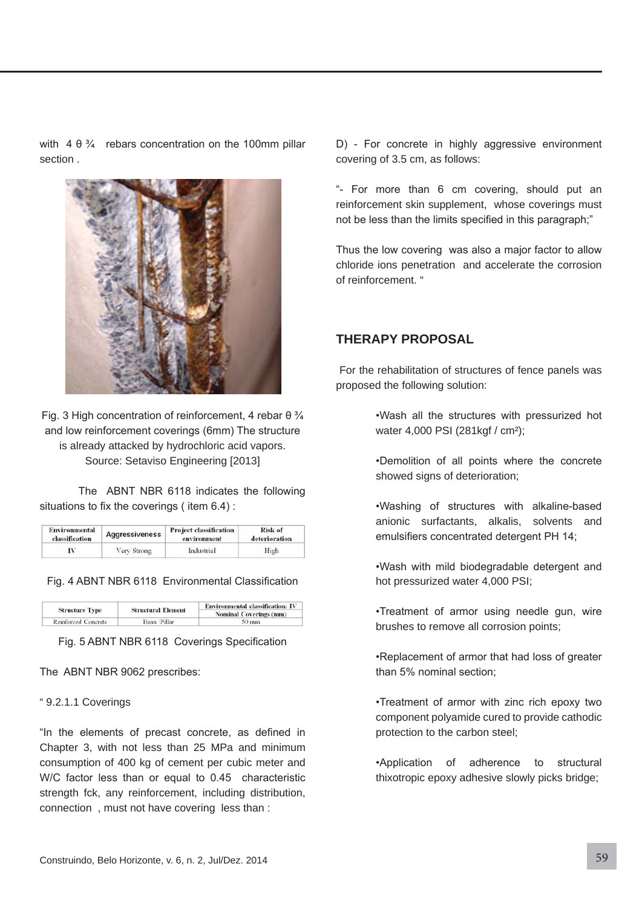with 4 θ ¾ rebars concentration on the 100mm pillar section .

Fig. 3 High concentration of reinforcement, 4 rebar θ ¾ and low reinforcement coverings (6mm) The structure is already attacked by hydrochloric acid vapors. Source: Setaviso Engineering [2013]

The ABNT NBR 6118 indicates the following situations to fix the coverings ( item 6.4) :

| Environmental classification | Aggressiveness | Project classification environment | Risk of deterioration |
|---|---|---|---|
| IV | Very Strong | Industrial | High |

Fig. 4 ABNT NBR 6118 Environmental Classification

| Structure Type | Structural Element | Environmental classification: IV |
|---|---|---|
| | | Nominal Coverings (mm) |
| Reinforced Concrete | Bean /Pillar | 50 mm |

Fig. 5 ABNT NBR 6118 Coverings Specification

The ABNT NBR 9062 prescribes:

" 9.2.1.1 Coverings

"In the elements of precast concrete, as defined in Chapter 3, with not less than 25 MPa and minimum consumption of 400 kg of cement per cubic meter and W/C factor less than or equal to 0.45 characteristic strength fck, any reinforcement, including distribution, connection , must not have covering less than :

D) - For concrete in highly aggressive environment covering of 3.5 cm, as follows:

"- For more than 6 cm covering, should put an reinforcement skin supplement, whose coverings must not be less than the limits specified in this paragraph;"

Thus the low covering was also a major factor to allow chloride ions penetration and accelerate the corrosion of reinforcement. "

## THERAPY PROPOSAL

For the rehabilitation of structures of fence panels was proposed the following solution:

- Wash all the structures with pressurized hot water 4,000 PSI (281kgf / cm²);
- Demolition of all points where the concrete showed signs of deterioration;
- Washing of structures with alkaline-based anionic surfactants, alkalis, solvents and emulsifiers concentrated detergent PH 14;
- Wash with mild biodegradable detergent and hot pressurized water 4,000 PSI;
- Treatment of armor using needle gun, wire brushes to remove all corrosion points;
- Replacement of armor that had loss of greater than 5% nominal section;
- Treatment of armor with zinc rich epoxy two component polyamide cured to provide cathodic protection to the carbon steel;
- Application of adherence to structural thixotropic epoxy adhesive slowly picks bridge;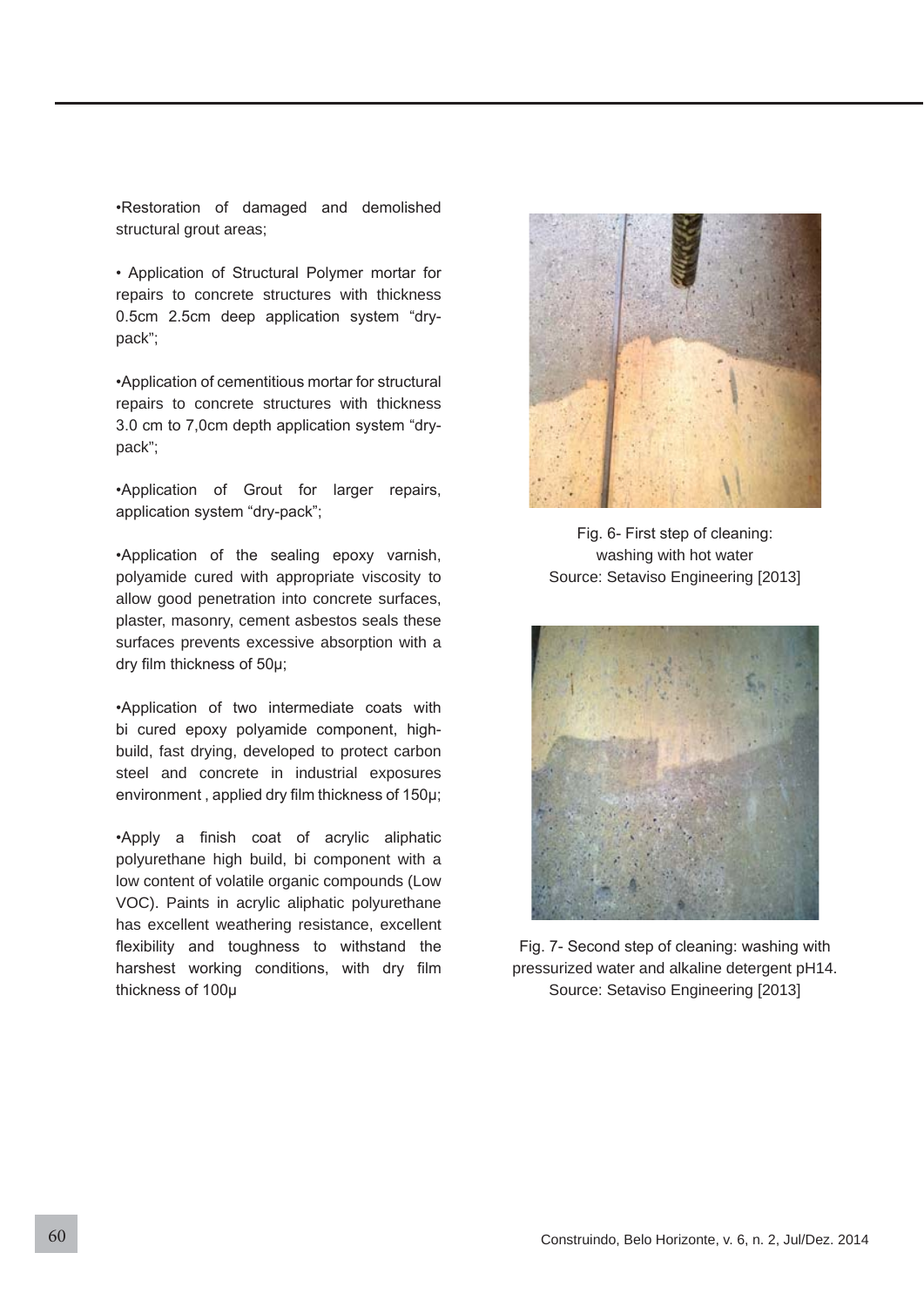•Restoration of damaged and demolished structural grout areas;

• Application of Structural Polymer mortar for repairs to concrete structures with thickness 0.5cm 2.5cm deep application system "dry-pack";

•Application of cementitious mortar for structural repairs to concrete structures with thickness 3.0 cm to 7,0cm depth application system "dry-pack";

•Application of Grout for larger repairs, application system "dry-pack";

•Application of the sealing epoxy varnish, polyamide cured with appropriate viscosity to allow good penetration into concrete surfaces, plaster, masonry, cement asbestos seals these surfaces prevents excessive absorption with a dry film thickness of 50µ;

•Application of two intermediate coats with bi cured epoxy polyamide component, high-build, fast drying, developed to protect carbon steel and concrete in industrial exposures environment , applied dry film thickness of 150µ;

•Apply a finish coat of acrylic aliphatic polyurethane high build, bi component with a low content of volatile organic compounds (Low VOC). Paints in acrylic aliphatic polyurethane has excellent weathering resistance, excellent flexibility and toughness to withstand the harshest working conditions, with dry film thickness of 100µ

Fig. 6- First step of cleaning: washing with hot water
Source: Setaviso Engineering [2013]

Fig. 7- Second step of cleaning: washing with pressurized water and alkaline detergent pH14.
Source: Setaviso Engineering [2013]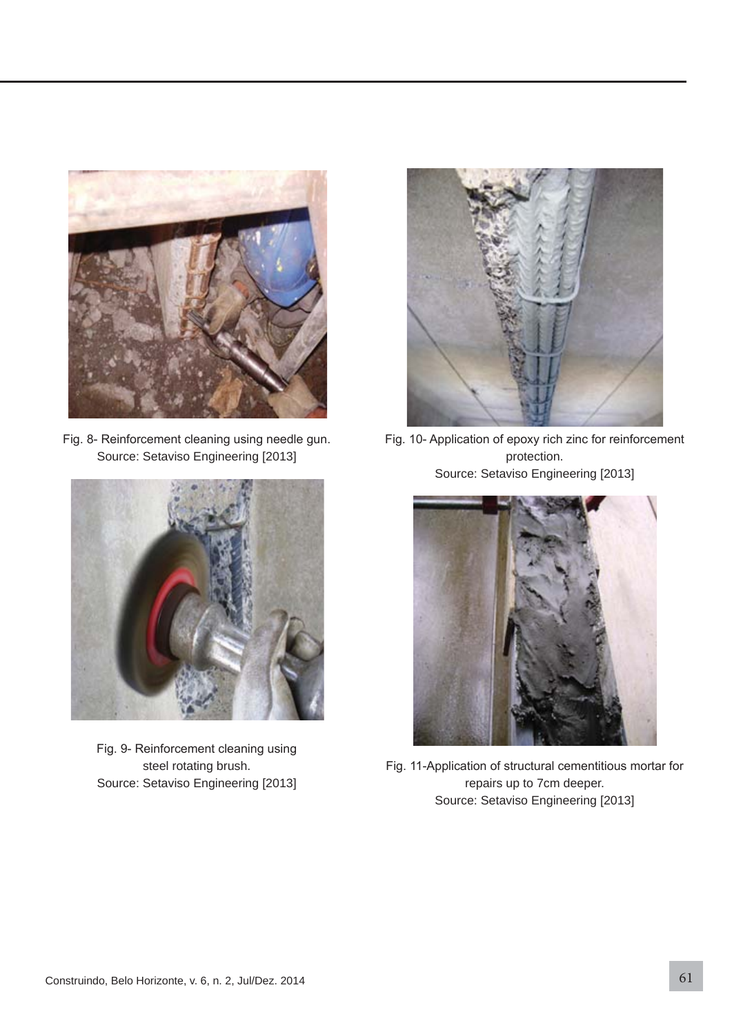Fig. 8- Reinforcement cleaning using needle gun.
Source: Setaviso Engineering [2013]

Fig. 9- Reinforcement cleaning using steel rotating brush.
Source: Setaviso Engineering [2013]

Fig. 10- Application of epoxy rich zinc for reinforcement protection.
Source: Setaviso Engineering [2013]

Fig. 11-Application of structural cementitious mortar for repairs up to 7cm deeper.
Source: Setaviso Engineering [2013]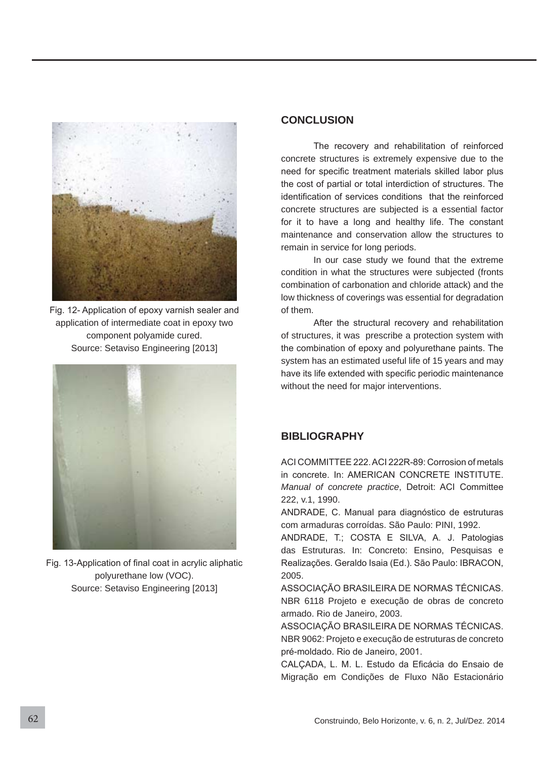Fig. 12- Application of epoxy varnish sealer and application of intermediate coat in epoxy two component polyamide cured.
Source: Setaviso Engineering [2013]

Fig. 13-Application of final coat in acrylic aliphatic polyurethane low (VOC).
Source: Setaviso Engineering [2013]

## CONCLUSION

The recovery and rehabilitation of reinforced concrete structures is extremely expensive due to the need for specific treatment materials skilled labor plus the cost of partial or total interdiction of structures. The identification of services conditions that the reinforced concrete structures are subjected is a essential factor for it to have a long and healthy life. The constant maintenance and conservation allow the structures to remain in service for long periods.

In our case study we found that the extreme condition in what the structures were subjected (fronts combination of carbonation and chloride attack) and the low thickness of coverings was essential for degradation of them.

After the structural recovery and rehabilitation of structures, it was prescribe a protection system with the combination of epoxy and polyurethane paints. The system has an estimated useful life of 15 years and may have its life extended with specific periodic maintenance without the need for major interventions.

## BIBLIOGRAPHY

ACI COMMITTEE 222. ACI 222R-89: Corrosion of metals in concrete. In: AMERICAN CONCRETE INSTITUTE. *Manual of concrete practice*, Detroit: ACI Committee 222, v.1, 1990.

ANDRADE, C. Manual para diagnóstico de estruturas com armaduras corroídas. São Paulo: PINI, 1992.

ANDRADE, T.; COSTA E SILVA, A. J. Patologias das Estruturas. In: Concreto: Ensino, Pesquisas e Realizações. Geraldo Isaia (Ed.). São Paulo: IBRACON, 2005.

ASSOCIAÇÃO BRASILEIRA DE NORMAS TÉCNICAS. NBR 6118 Projeto e execução de obras de concreto armado. Rio de Janeiro, 2003.

ASSOCIAÇÃO BRASILEIRA DE NORMAS TÉCNICAS. NBR 9062: Projeto e execução de estruturas de concreto pré-moldado. Rio de Janeiro, 2001.

CALÇADA, L. M. L. Estudo da Eficácia do Ensaio de Migração em Condições de Fluxo Não Estacionário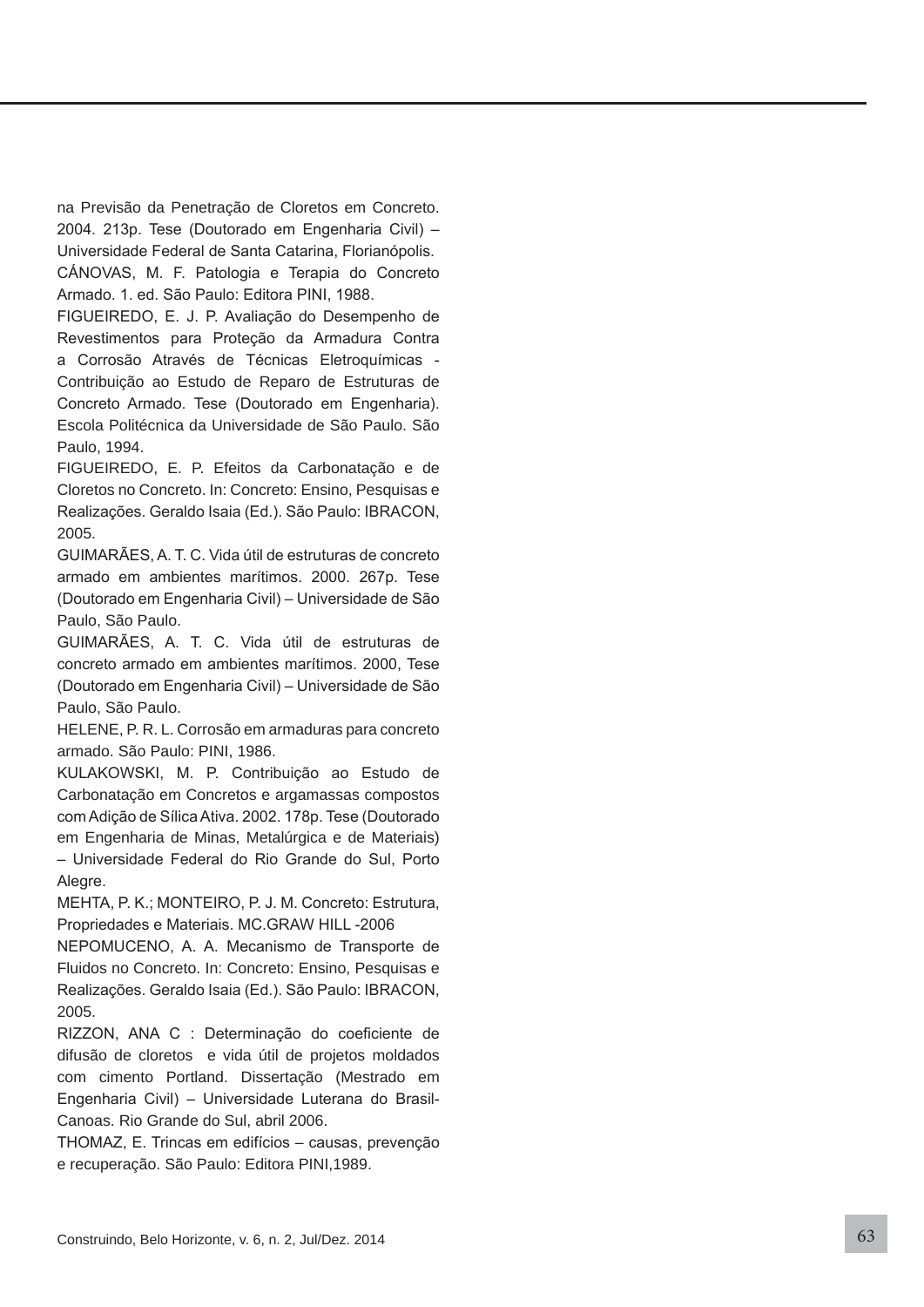na Previsão da Penetração de Cloretos em Concreto. 2004. 213p. Tese (Doutorado em Engenharia Civil) – Universidade Federal de Santa Catarina, Florianópolis.

CÁNOVAS, M. F. Patologia e Terapia do Concreto Armado. 1. ed. São Paulo: Editora PINI, 1988.

FIGUEIREDO, E. J. P. Avaliação do Desempenho de Revestimentos para Proteção da Armadura Contra a Corrosão Através de Técnicas Eletroquímicas - Contribuição ao Estudo de Reparo de Estruturas de Concreto Armado. Tese (Doutorado em Engenharia). Escola Politécnica da Universidade de São Paulo. São Paulo, 1994.

FIGUEIREDO, E. P. Efeitos da Carbonatação e de Cloretos no Concreto. In: Concreto: Ensino, Pesquisas e Realizações. Geraldo Isaia (Ed.). São Paulo: IBRACON, 2005.

GUIMARÃES, A. T. C. Vida útil de estruturas de concreto armado em ambientes marítimos. 2000. 267p. Tese (Doutorado em Engenharia Civil) – Universidade de São Paulo, São Paulo.

GUIMARÃES, A. T. C. Vida útil de estruturas de concreto armado em ambientes marítimos. 2000, Tese (Doutorado em Engenharia Civil) – Universidade de São Paulo, São Paulo.

HELENE, P. R. L. Corrosão em armaduras para concreto armado. São Paulo: PINI, 1986.

KULAKOWSKI, M. P. Contribuição ao Estudo de Carbonatação em Concretos e argamassas compostos com Adição de Sílica Ativa. 2002. 178p. Tese (Doutorado em Engenharia de Minas, Metalúrgica e de Materiais) – Universidade Federal do Rio Grande do Sul, Porto Alegre.

MEHTA, P. K.; MONTEIRO, P. J. M. Concreto: Estrutura, Propriedades e Materiais. MC.GRAW HILL -2006

NEPOMUCENO, A. A. Mecanismo de Transporte de Fluidos no Concreto. In: Concreto: Ensino, Pesquisas e Realizações. Geraldo Isaia (Ed.). São Paulo: IBRACON, 2005.

RIZZON, ANA C : Determinação do coeficiente de difusão de cloretos e vida útil de projetos moldados com cimento Portland. Dissertação (Mestrado em Engenharia Civil) – Universidade Luterana do Brasil-Canoas. Rio Grande do Sul, abril 2006.

THOMAZ, E. Trincas em edifícios – causas, prevenção e recuperação. São Paulo: Editora PINI,1989.